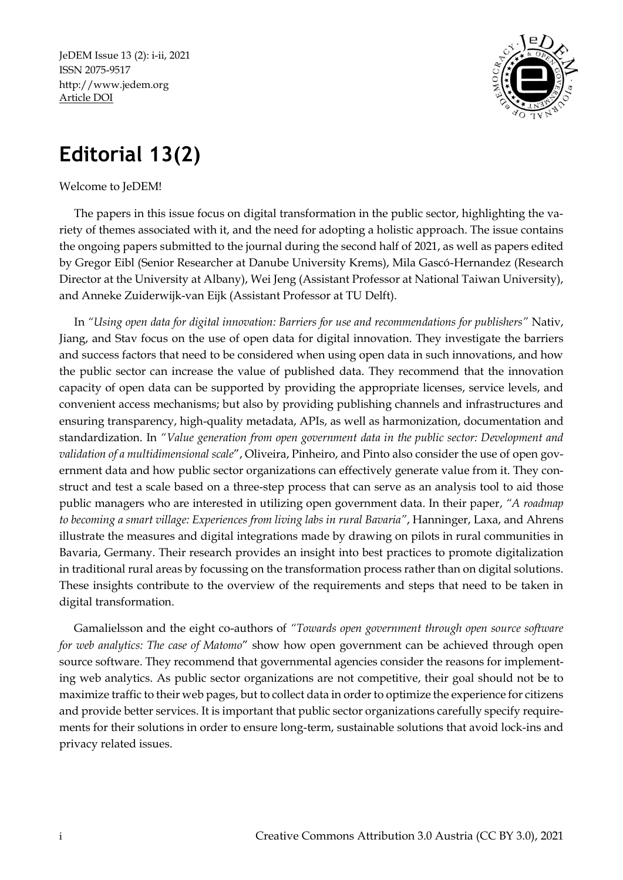# Editorial 13(2)

Welcome to JeDEM!

The papers in this issue focus on digital transformation in the public sector, highlighting the variety of themes associated with it, and the need for adopting a holistic approach. The issue contains the ongoing papers submitted to the journal during the second half of 2021, as well as papers edited by Gregor Eibl (Senior Researcher at Danube University Krems), Mila Gascó-Hernandez (Research Director at the University at Albany), Wei Jeng (Assistant Professor at National Taiwan University), and Anneke Zuiderwijk-van Eijk (Assistant Professor at TU Delft).

In *"Using open data for digital innovation: Barriers for use and recommendations for publishers"* Nativ, Jiang, and Stav focus on the use of open data for digital innovation. They investigate the barriers and success factors that need to be considered when using open data in such innovations, and how the public sector can increase the value of published data. They recommend that the innovation capacity of open data can be supported by providing the appropriate licenses, service levels, and convenient access mechanisms; but also by providing publishing channels and infrastructures and ensuring transparency, high-quality metadata, APIs, as well as harmonization, documentation and standardization. In *"Value generation from open government data in the public sector: Development and validation of a multidimensional scale"*, Oliveira, Pinheiro, and Pinto also consider the use of open government data and how public sector organizations can effectively generate value from it. They construct and test a scale based on a three-step process that can serve as an analysis tool to aid those public managers who are interested in utilizing open government data. In their paper, *"A roadmap to becoming a smart village: Experiences from living labs in rural Bavaria"*, Hanninger, Laxa, and Ahrens illustrate the measures and digital integrations made by drawing on pilots in rural communities in Bavaria, Germany. Their research provides an insight into best practices to promote digitalization in traditional rural areas by focussing on the transformation process rather than on digital solutions. These insights contribute to the overview of the requirements and steps that need to be taken in digital transformation.

Gamalielsson and the eight co-authors of *"Towards open government through open source software for web analytics: The case of Matomo"* show how open government can be achieved through open source software. They recommend that governmental agencies consider the reasons for implementing web analytics. As public sector organizations are not competitive, their goal should not be to maximize traffic to their web pages, but to collect data in order to optimize the experience for citizens and provide better services. It is important that public sector organizations carefully specify requirements for their solutions in order to ensure long-term, sustainable solutions that avoid lock-ins and privacy related issues.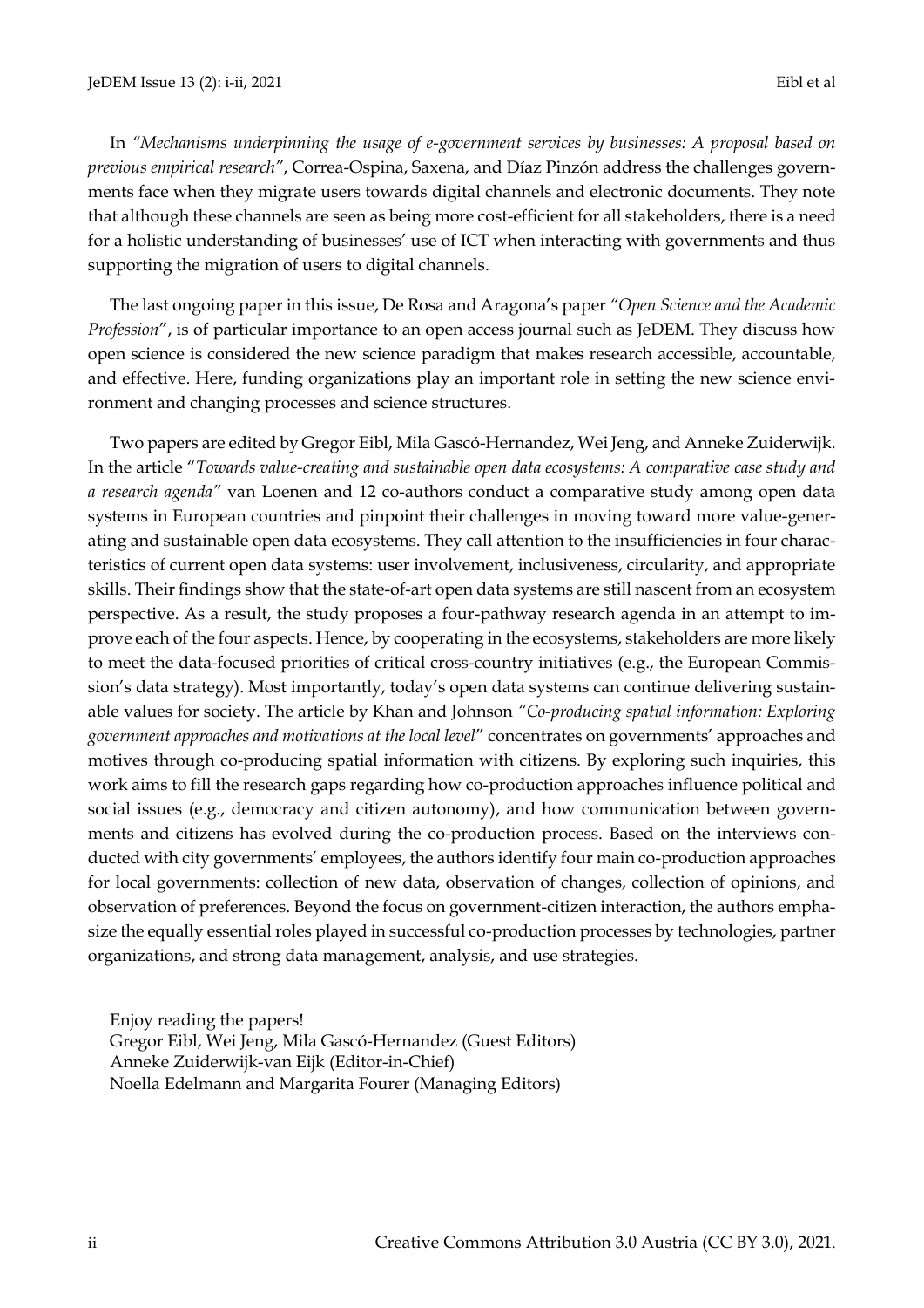In *"Mechanisms underpinning the usage of e-government services by businesses: A proposal based on previous empirical research"*, Correa-Ospina, Saxena, and Díaz Pinzón address the challenges governments face when they migrate users towards digital channels and electronic documents. They note that although these channels are seen as being more cost-efficient for all stakeholders, there is a need for a holistic understanding of businesses' use of ICT when interacting with governments and thus supporting the migration of users to digital channels.

The last ongoing paper in this issue, De Rosa and Aragona's paper *"Open Science and the Academic Profession*", is of particular importance to an open access journal such as JeDEM. They discuss how open science is considered the new science paradigm that makes research accessible, accountable, and effective. Here, funding organizations play an important role in setting the new science environment and changing processes and science structures.

Two papers are edited by Gregor Eibl, Mila Gascó-Hernandez, Wei Jeng, and Anneke Zuiderwijk. In the article "*Towards value-creating and sustainable open data ecosystems: A comparative case study and a research agenda"* van Loenen and 12 co-authors conduct a comparative study among open data systems in European countries and pinpoint their challenges in moving toward more value-generating and sustainable open data ecosystems. They call attention to the insufficiencies in four characteristics of current open data systems: user involvement, inclusiveness, circularity, and appropriate skills. Their findings show that the state-of-art open data systems are still nascent from an ecosystem perspective. As a result, the study proposes a four-pathway research agenda in an attempt to improve each of the four aspects. Hence, by cooperating in the ecosystems, stakeholders are more likely to meet the data-focused priorities of critical cross-country initiatives (e.g., the European Commission's data strategy). Most importantly, today's open data systems can continue delivering sustainable values for society. The article by Khan and Johnson *"Co-producing spatial information: Exploring government approaches and motivations at the local level*" concentrates on governments' approaches and motives through co-producing spatial information with citizens. By exploring such inquiries, this work aims to fill the research gaps regarding how co-production approaches influence political and social issues (e.g., democracy and citizen autonomy), and how communication between governments and citizens has evolved during the co-production process. Based on the interviews conducted with city governments' employees, the authors identify four main co-production approaches for local governments: collection of new data, observation of changes, collection of opinions, and observation of preferences. Beyond the focus on government-citizen interaction, the authors emphasize the equally essential roles played in successful co-production processes by technologies, partner organizations, and strong data management, analysis, and use strategies.

Enjoy reading the papers!
Gregor Eibl, Wei Jeng, Mila Gascó-Hernandez (Guest Editors)
Anneke Zuiderwijk-van Eijk (Editor-in-Chief)
Noella Edelmann and Margarita Fourer (Managing Editors)